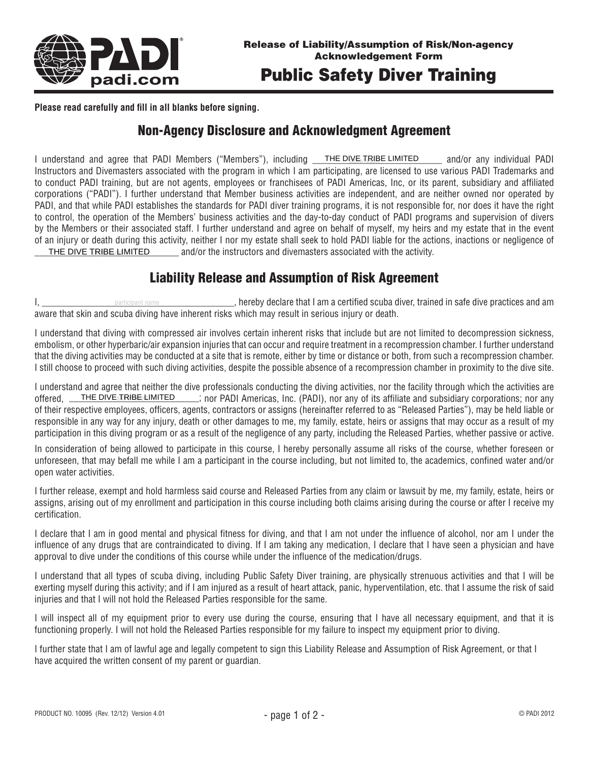**PADI**
padi.com

**Release of Liability/Assumption of Risk/Non-agency Acknowledgement Form**

# Public Safety Diver Training

**Please read carefully and fill in all blanks before signing.**

## Non-Agency Disclosure and Acknowledgment Agreement

I understand and agree that PADI Members ("Members"), including THE DIVE TRIBE LIMITED and/or any individual PADI Instructors and Divemasters associated with the program in which I am participating, are licensed to use various PADI Trademarks and to conduct PADI training, but are not agents, employees or franchisees of PADI Americas, Inc, or its parent, subsidiary and affiliated corporations ("PADI"). I further understand that Member business activities are independent, and are neither owned nor operated by PADI, and that while PADI establishes the standards for PADI diver training programs, it is not responsible for, nor does it have the right to control, the operation of the Members' business activities and the day-to-day conduct of PADI programs and supervision of divers by the Members or their associated staff. I further understand and agree on behalf of myself, my heirs and my estate that in the event of an injury or death during this activity, neither I nor my estate shall seek to hold PADI liable for the actions, inactions or negligence of THE DIVE TRIBE LIMITED and/or the instructors and divemasters associated with the activity.

## Liability Release and Assumption of Risk Agreement

I, \_\_\_\_\_\_\_\_\_\_\_\_\_\_ participant name \_\_\_\_\_\_\_\_\_\_\_\_\_\_, hereby declare that I am a certified scuba diver, trained in safe dive practices and am aware that skin and scuba diving have inherent risks which may result in serious injury or death.

I understand that diving with compressed air involves certain inherent risks that include but are not limited to decompression sickness, embolism, or other hyperbaric/air expansion injuries that can occur and require treatment in a recompression chamber. I further understand that the diving activities may be conducted at a site that is remote, either by time or distance or both, from such a recompression chamber. I still choose to proceed with such diving activities, despite the possible absence of a recompression chamber in proximity to the dive site.

I understand and agree that neither the dive professionals conducting the diving activities, nor the facility through which the activities are offered, THE DIVE TRIBE LIMITED; nor PADI Americas, Inc. (PADI), nor any of its affiliate and subsidiary corporations; nor any of their respective employees, officers, agents, contractors or assigns (hereinafter referred to as "Released Parties"), may be held liable or responsible in any way for any injury, death or other damages to me, my family, estate, heirs or assigns that may occur as a result of my participation in this diving program or as a result of the negligence of any party, including the Released Parties, whether passive or active.

In consideration of being allowed to participate in this course, I hereby personally assume all risks of the course, whether foreseen or unforeseen, that may befall me while I am a participant in the course including, but not limited to, the academics, confined water and/or open water activities.

I further release, exempt and hold harmless said course and Released Parties from any claim or lawsuit by me, my family, estate, heirs or assigns, arising out of my enrollment and participation in this course including both claims arising during the course or after I receive my certification.

I declare that I am in good mental and physical fitness for diving, and that I am not under the influence of alcohol, nor am I under the influence of any drugs that are contraindicated to diving. If I am taking any medication, I declare that I have seen a physician and have approval to dive under the conditions of this course while under the influence of the medication/drugs.

I understand that all types of scuba diving, including Public Safety Diver training, are physically strenuous activities and that I will be exerting myself during this activity; and if I am injured as a result of heart attack, panic, hyperventilation, etc. that I assume the risk of said injuries and that I will not hold the Released Parties responsible for the same.

I will inspect all of my equipment prior to every use during the course, ensuring that I have all necessary equipment, and that it is functioning properly. I will not hold the Released Parties responsible for my failure to inspect my equipment prior to diving.

I further state that I am of lawful age and legally competent to sign this Liability Release and Assumption of Risk Agreement, or that I have acquired the written consent of my parent or guardian.

PRODUCT NO. 10095 (Rev. 12/12) Version 4.01 © PADI 2012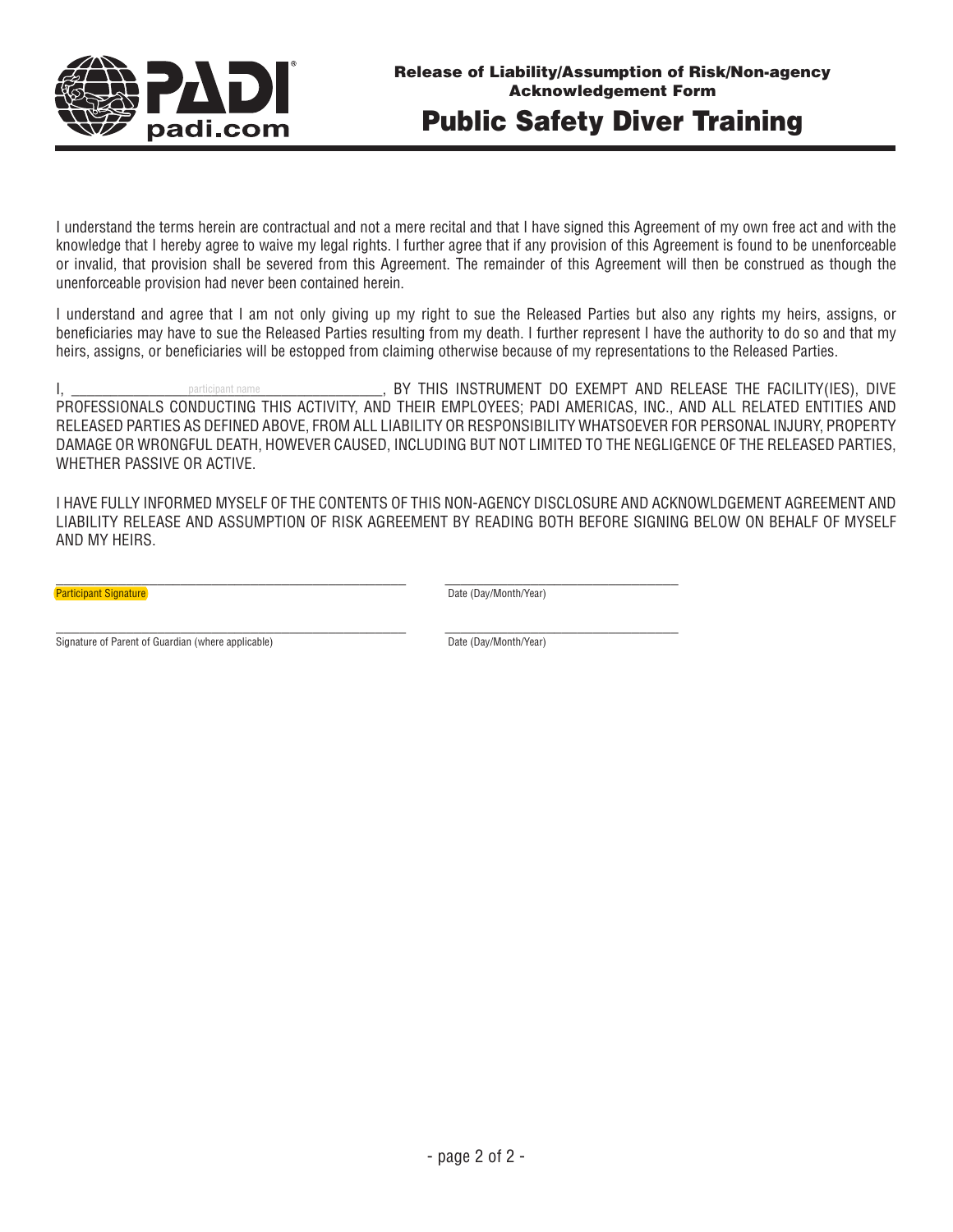**Release of Liability/Assumption of Risk/Non-agency Acknowledgement Form**

# Public Safety Diver Training

I understand the terms herein are contractual and not a mere recital and that I have signed this Agreement of my own free act and with the knowledge that I hereby agree to waive my legal rights. I further agree that if any provision of this Agreement is found to be unenforceable or invalid, that provision shall be severed from this Agreement. The remainder of this Agreement will then be construed as though the unenforceable provision had never been contained herein.

I understand and agree that I am not only giving up my right to sue the Released Parties but also any rights my heirs, assigns, or beneficiaries may have to sue the Released Parties resulting from my death. I further represent I have the authority to do so and that my heirs, assigns, or beneficiaries will be estopped from claiming otherwise because of my representations to the Released Parties.

I, _______________ participant name _______________, BY THIS INSTRUMENT DO EXEMPT AND RELEASE THE FACILITY(IES), DIVE PROFESSIONALS CONDUCTING THIS ACTIVITY, AND THEIR EMPLOYEES; PADI AMERICAS, INC., AND ALL RELATED ENTITIES AND RELEASED PARTIES AS DEFINED ABOVE, FROM ALL LIABILITY OR RESPONSIBILITY WHATSOEVER FOR PERSONAL INJURY, PROPERTY DAMAGE OR WRONGFUL DEATH, HOWEVER CAUSED, INCLUDING BUT NOT LIMITED TO THE NEGLIGENCE OF THE RELEASED PARTIES, WHETHER PASSIVE OR ACTIVE.

I HAVE FULLY INFORMED MYSELF OF THE CONTENTS OF THIS NON-AGENCY DISCLOSURE AND ACKNOWLDGEMENT AGREEMENT AND LIABILITY RELEASE AND ASSUMPTION OF RISK AGREEMENT BY READING BOTH BEFORE SIGNING BELOW ON BEHALF OF MYSELF AND MY HEIRS.

_______________________________________ _______________________

Participant Signature Date (Day/Month/Year)

_______________________________________ _______________________

Signature of Parent of Guardian (where applicable) Date (Day/Month/Year)